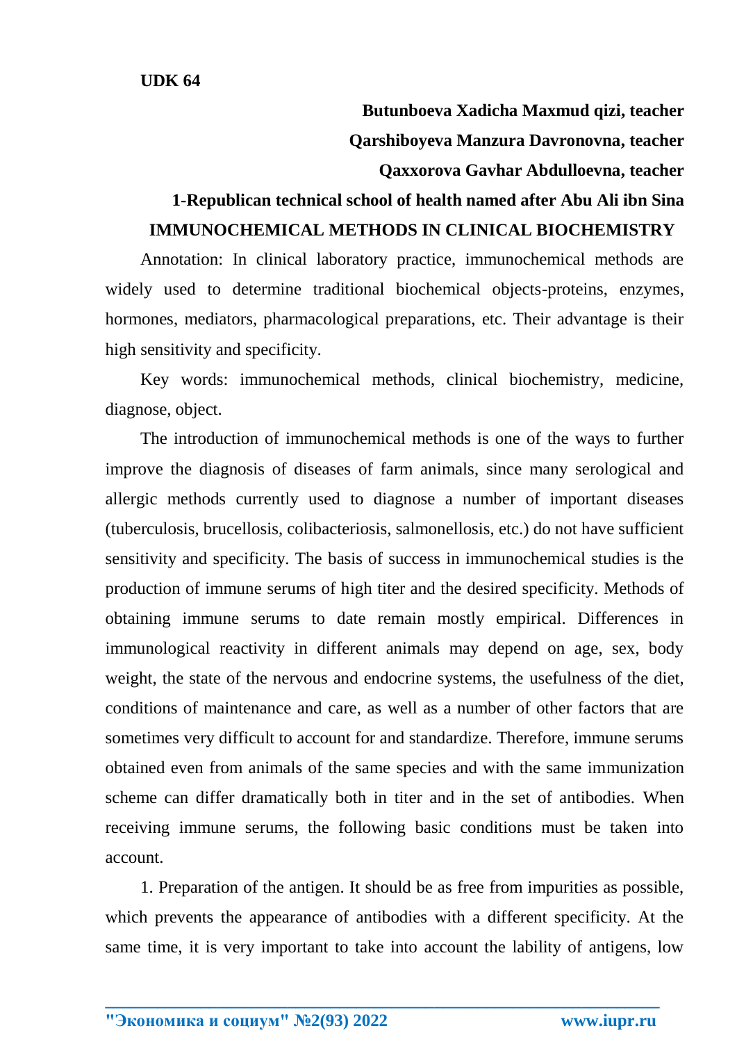**UDK 64**

**Butunboeva Xadicha Maxmud qizi, teacher**

**Qarshiboyeva Manzura Davronovna, teacher**

**Qaxxorova Gavhar Abdulloevna, teacher**

**1-Republican technical school of health named after Abu Ali ibn Sina**

# IMMUNOCHEMICAL METHODS IN CLINICAL BIOCHEMISTRY

Annotation: In clinical laboratory practice, immunochemical methods are widely used to determine traditional biochemical objects-proteins, enzymes, hormones, mediators, pharmacological preparations, etc. Their advantage is their high sensitivity and specificity.

Key words: immunochemical methods, clinical biochemistry, medicine, diagnose, object.

The introduction of immunochemical methods is one of the ways to further improve the diagnosis of diseases of farm animals, since many serological and allergic methods currently used to diagnose a number of important diseases (tuberculosis, brucellosis, colibacteriosis, salmonellosis, etc.) do not have sufficient sensitivity and specificity. The basis of success in immunochemical studies is the production of immune serums of high titer and the desired specificity. Methods of obtaining immune serums to date remain mostly empirical. Differences in immunological reactivity in different animals may depend on age, sex, body weight, the state of the nervous and endocrine systems, the usefulness of the diet, conditions of maintenance and care, as well as a number of other factors that are sometimes very difficult to account for and standardize. Therefore, immune serums obtained even from animals of the same species and with the same immunization scheme can differ dramatically both in titer and in the set of antibodies. When receiving immune serums, the following basic conditions must be taken into account.

1. Preparation of the antigen. It should be as free from impurities as possible, which prevents the appearance of antibodies with a different specificity. At the same time, it is very important to take into account the lability of antigens, low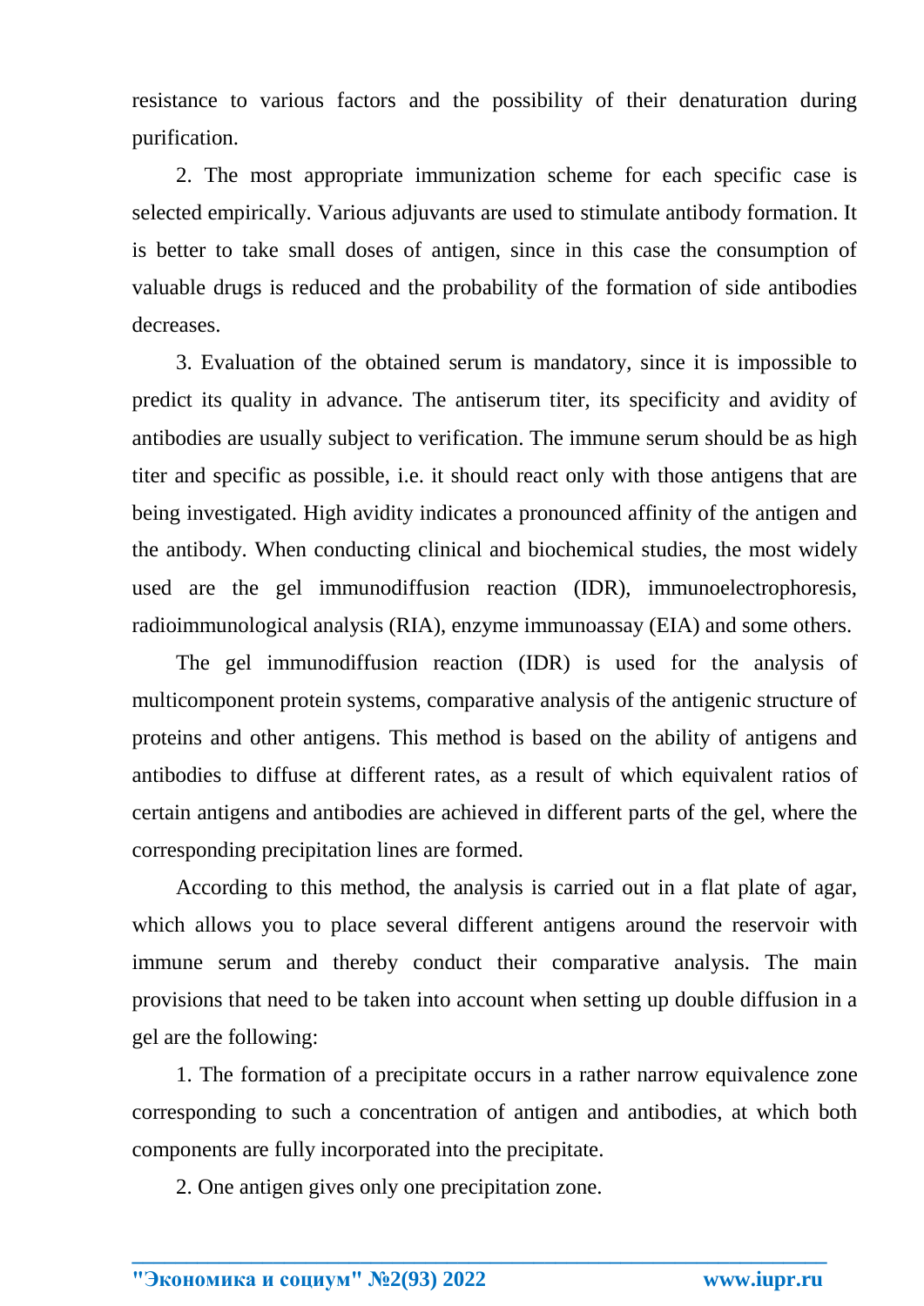resistance to various factors and the possibility of their denaturation during purification.

2. The most appropriate immunization scheme for each specific case is selected empirically. Various adjuvants are used to stimulate antibody formation. It is better to take small doses of antigen, since in this case the consumption of valuable drugs is reduced and the probability of the formation of side antibodies decreases.

3. Evaluation of the obtained serum is mandatory, since it is impossible to predict its quality in advance. The antiserum titer, its specificity and avidity of antibodies are usually subject to verification. The immune serum should be as high titer and specific as possible, i.e. it should react only with those antigens that are being investigated. High avidity indicates a pronounced affinity of the antigen and the antibody. When conducting clinical and biochemical studies, the most widely used are the gel immunodiffusion reaction (IDR), immunoelectrophoresis, radioimmunological analysis (RIA), enzyme immunoassay (EIA) and some others.

The gel immunodiffusion reaction (IDR) is used for the analysis of multicomponent protein systems, comparative analysis of the antigenic structure of proteins and other antigens. This method is based on the ability of antigens and antibodies to diffuse at different rates, as a result of which equivalent ratios of certain antigens and antibodies are achieved in different parts of the gel, where the corresponding precipitation lines are formed.

According to this method, the analysis is carried out in a flat plate of agar, which allows you to place several different antigens around the reservoir with immune serum and thereby conduct their comparative analysis. The main provisions that need to be taken into account when setting up double diffusion in a gel are the following:

1. The formation of a precipitate occurs in a rather narrow equivalence zone corresponding to such a concentration of antigen and antibodies, at which both components are fully incorporated into the precipitate.

2. One antigen gives only one precipitation zone.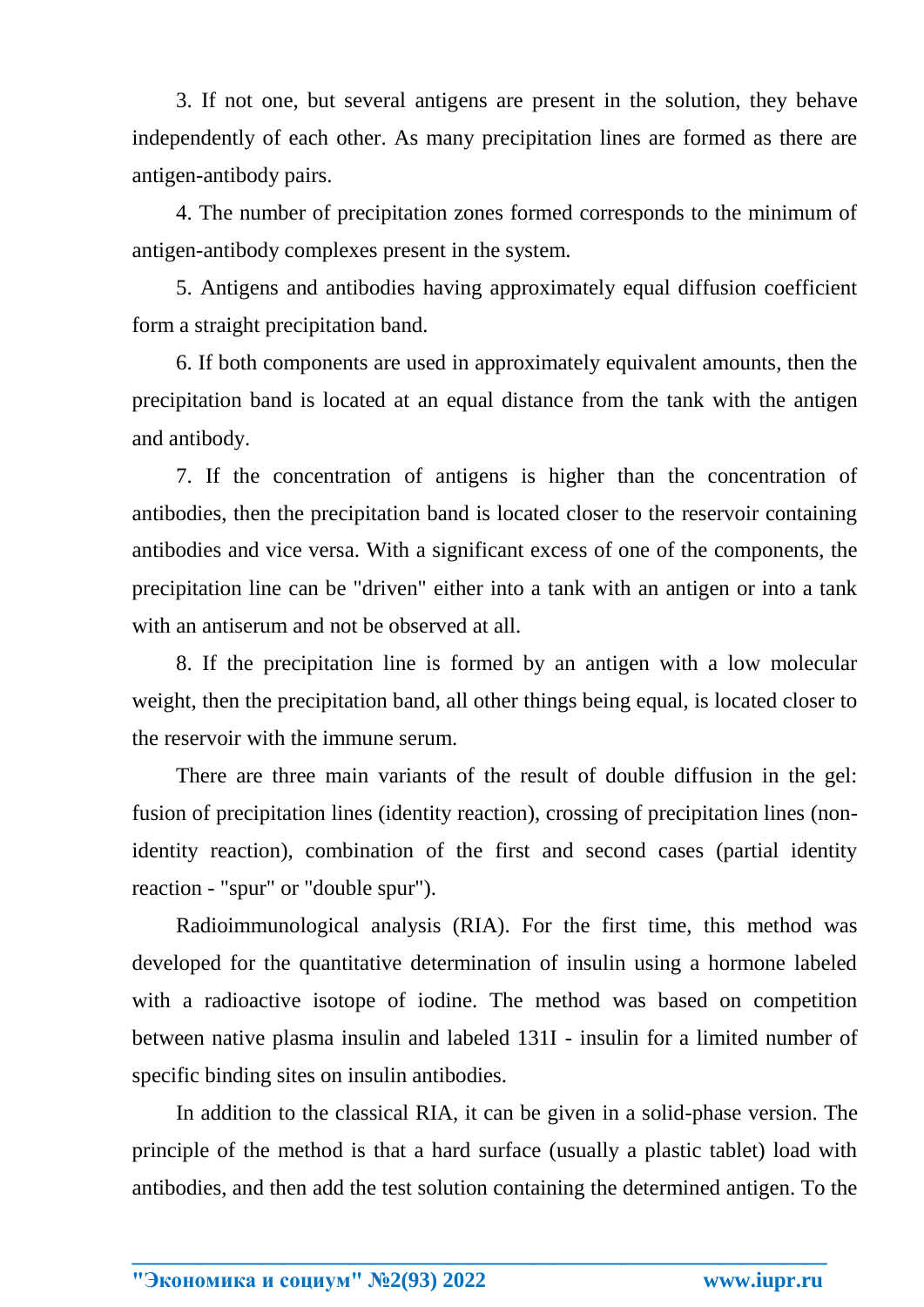3. If not one, but several antigens are present in the solution, they behave independently of each other. As many precipitation lines are formed as there are antigen-antibody pairs.

4. The number of precipitation zones formed corresponds to the minimum of antigen-antibody complexes present in the system.

5. Antigens and antibodies having approximately equal diffusion coefficient form a straight precipitation band.

6. If both components are used in approximately equivalent amounts, then the precipitation band is located at an equal distance from the tank with the antigen and antibody.

7. If the concentration of antigens is higher than the concentration of antibodies, then the precipitation band is located closer to the reservoir containing antibodies and vice versa. With a significant excess of one of the components, the precipitation line can be "driven" either into a tank with an antigen or into a tank with an antiserum and not be observed at all.

8. If the precipitation line is formed by an antigen with a low molecular weight, then the precipitation band, all other things being equal, is located closer to the reservoir with the immune serum.

There are three main variants of the result of double diffusion in the gel: fusion of precipitation lines (identity reaction), crossing of precipitation lines (non-identity reaction), combination of the first and second cases (partial identity reaction - "spur" or "double spur").

Radioimmunological analysis (RIA). For the first time, this method was developed for the quantitative determination of insulin using a hormone labeled with a radioactive isotope of iodine. The method was based on competition between native plasma insulin and labeled 131I - insulin for a limited number of specific binding sites on insulin antibodies.

In addition to the classical RIA, it can be given in a solid-phase version. The principle of the method is that a hard surface (usually a plastic tablet) load with antibodies, and then add the test solution containing the determined antigen. To the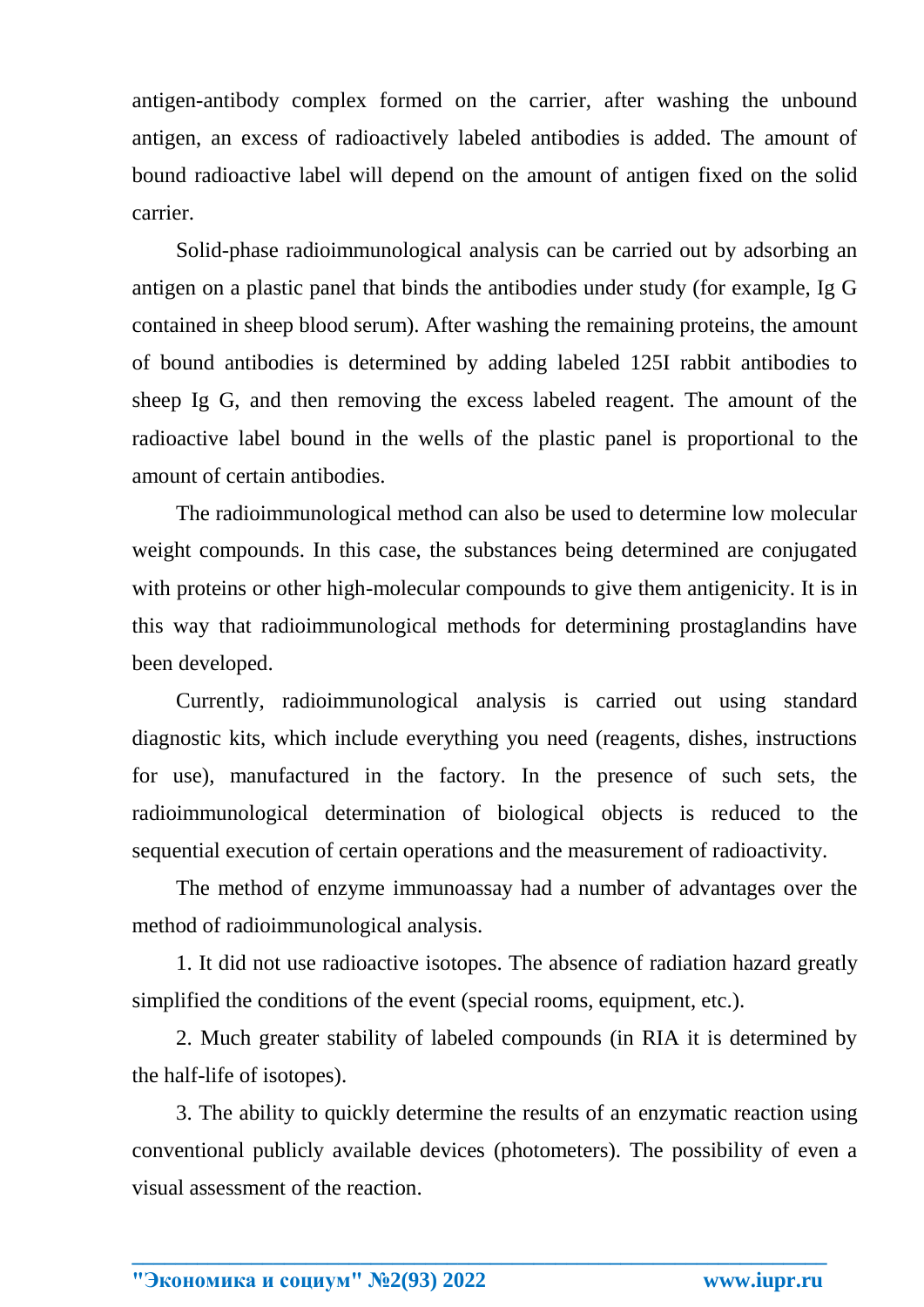antigen-antibody complex formed on the carrier, after washing the unbound antigen, an excess of radioactively labeled antibodies is added. The amount of bound radioactive label will depend on the amount of antigen fixed on the solid carrier.

Solid-phase radioimmunological analysis can be carried out by adsorbing an antigen on a plastic panel that binds the antibodies under study (for example, Ig G contained in sheep blood serum). After washing the remaining proteins, the amount of bound antibodies is determined by adding labeled 125I rabbit antibodies to sheep Ig G, and then removing the excess labeled reagent. The amount of the radioactive label bound in the wells of the plastic panel is proportional to the amount of certain antibodies.

The radioimmunological method can also be used to determine low molecular weight compounds. In this case, the substances being determined are conjugated with proteins or other high-molecular compounds to give them antigenicity. It is in this way that radioimmunological methods for determining prostaglandins have been developed.

Currently, radioimmunological analysis is carried out using standard diagnostic kits, which include everything you need (reagents, dishes, instructions for use), manufactured in the factory. In the presence of such sets, the radioimmunological determination of biological objects is reduced to the sequential execution of certain operations and the measurement of radioactivity.

The method of enzyme immunoassay had a number of advantages over the method of radioimmunological analysis.

1. It did not use radioactive isotopes. The absence of radiation hazard greatly simplified the conditions of the event (special rooms, equipment, etc.).

2. Much greater stability of labeled compounds (in RIA it is determined by the half-life of isotopes).

3. The ability to quickly determine the results of an enzymatic reaction using conventional publicly available devices (photometers). The possibility of even a visual assessment of the reaction.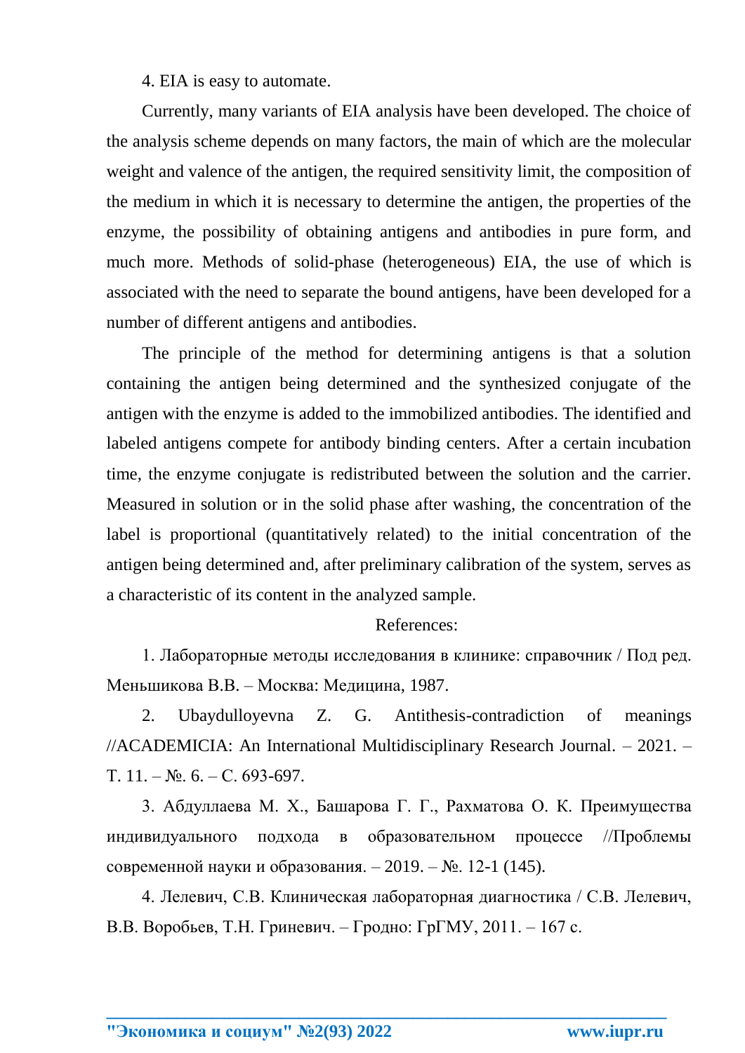4. EIA is easy to automate.

Currently, many variants of EIA analysis have been developed. The choice of the analysis scheme depends on many factors, the main of which are the molecular weight and valence of the antigen, the required sensitivity limit, the composition of the medium in which it is necessary to determine the antigen, the properties of the enzyme, the possibility of obtaining antigens and antibodies in pure form, and much more. Methods of solid-phase (heterogeneous) EIA, the use of which is associated with the need to separate the bound antigens, have been developed for a number of different antigens and antibodies.

The principle of the method for determining antigens is that a solution containing the antigen being determined and the synthesized conjugate of the antigen with the enzyme is added to the immobilized antibodies. The identified and labeled antigens compete for antibody binding centers. After a certain incubation time, the enzyme conjugate is redistributed between the solution and the carrier. Measured in solution or in the solid phase after washing, the concentration of the label is proportional (quantitatively related) to the initial concentration of the antigen being determined and, after preliminary calibration of the system, serves as a characteristic of its content in the analyzed sample.

References:

1. Лабораторные методы исследования в клинике: справочник / Под ред. Меньшикова В.В. – Москва: Медицина, 1987.

2. Ubaydulloyevna Z. G. Antithesis-contradiction of meanings //ACADEMICIA: An International Multidisciplinary Research Journal. – 2021. – Т. 11. – №. 6. – С. 693-697.

3. Абдуллаева М. Х., Башарова Г. Г., Рахматова О. К. Преимущества индивидуального подхода в образовательном процессе //Проблемы современной науки и образования. – 2019. – №. 12-1 (145).

4. Лелевич, С.В. Клиническая лабораторная диагностика / С.В. Лелевич, В.В. Воробьев, Т.Н. Гриневич. – Гродно: ГрГМУ, 2011. – 167 с.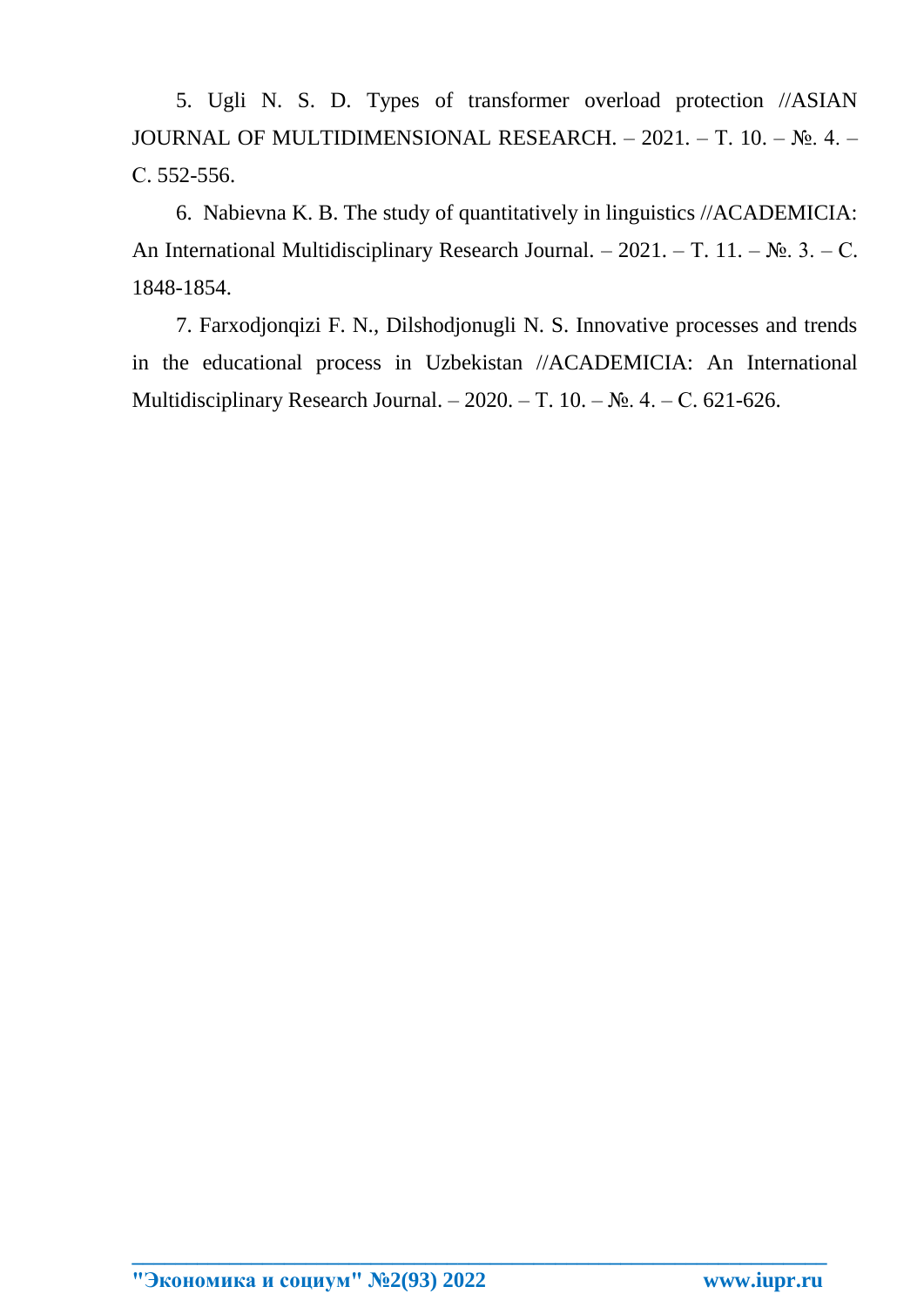5. Ugli N. S. D. Types of transformer overload protection //ASIAN JOURNAL OF MULTIDIMENSIONAL RESEARCH. – 2021. – Т. 10. – №. 4. – С. 552-556.

6. Nabievna K. B. The study of quantitatively in linguistics //ACADEMICIA: An International Multidisciplinary Research Journal. – 2021. – Т. 11. – №. 3. – С. 1848-1854.

7. Farxodjonqizi F. N., Dilshodjonugli N. S. Innovative processes and trends in the educational process in Uzbekistan //ACADEMICIA: An International Multidisciplinary Research Journal. – 2020. – Т. 10. – №. 4. – С. 621-626.